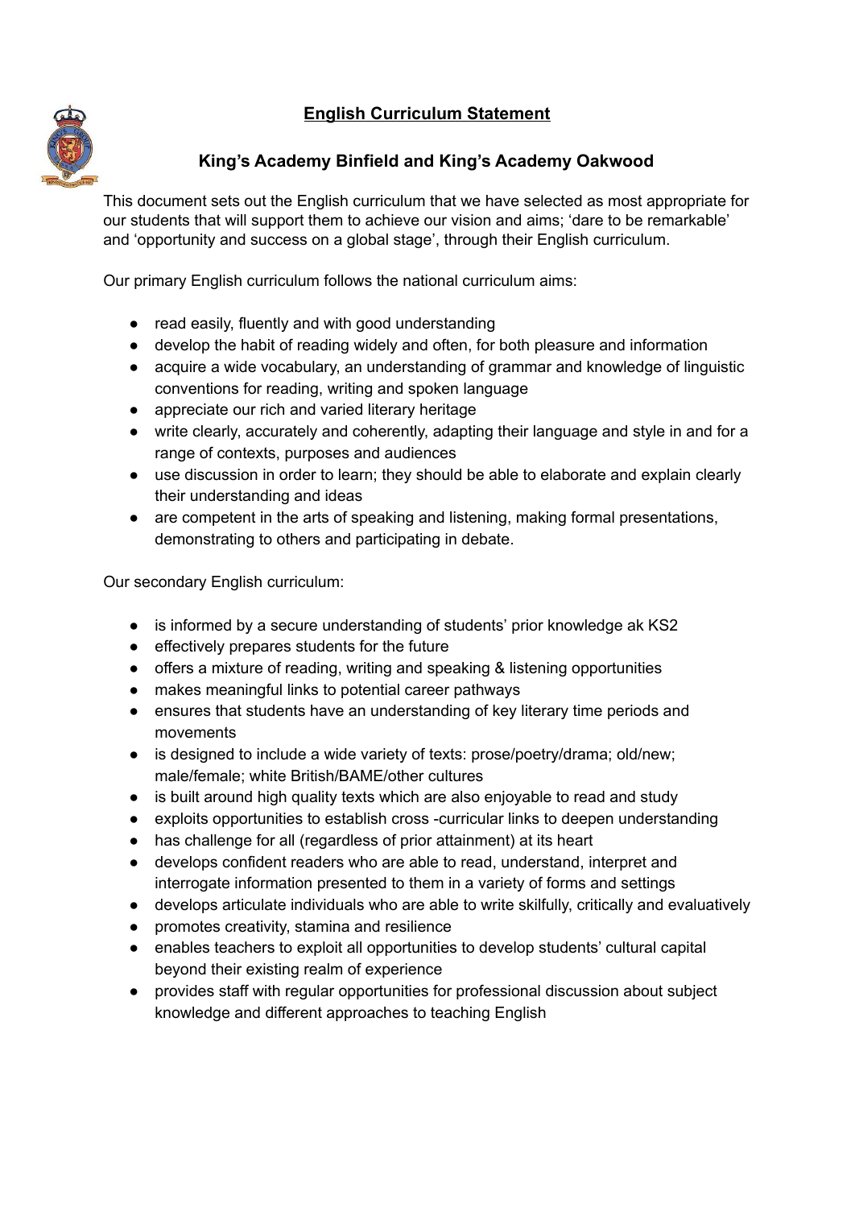# **English Curriculum Statement**

## King's Academy Binfield and King's Academy Oakwood

This document sets out the English curriculum that we have selected as most appropriate for our students that will support them to achieve our vision and aims; 'dare to be remarkable' and 'opportunity and success on a global stage', through their English curriculum.

Our primary English curriculum follows the national curriculum aims:

- read easily, fluently and with good understanding
- develop the habit of reading widely and often, for both pleasure and information
- acquire a wide vocabulary, an understanding of grammar and knowledge of linguistic conventions for reading, writing and spoken language
- appreciate our rich and varied literary heritage
- write clearly, accurately and coherently, adapting their language and style in and for a range of contexts, purposes and audiences
- use discussion in order to learn; they should be able to elaborate and explain clearly their understanding and ideas
- are competent in the arts of speaking and listening, making formal presentations, demonstrating to others and participating in debate.

Our secondary English curriculum:

- is informed by a secure understanding of students' prior knowledge ak KS2
- effectively prepares students for the future
- offers a mixture of reading, writing and speaking & listening opportunities
- makes meaningful links to potential career pathways
- ensures that students have an understanding of key literary time periods and movements
- is designed to include a wide variety of texts: prose/poetry/drama; old/new; male/female; white British/BAME/other cultures
- is built around high quality texts which are also enjoyable to read and study
- exploits opportunities to establish cross -curricular links to deepen understanding
- has challenge for all (regardless of prior attainment) at its heart
- develops confident readers who are able to read, understand, interpret and interrogate information presented to them in a variety of forms and settings
- develops articulate individuals who are able to write skilfully, critically and evaluatively
- promotes creativity, stamina and resilience
- enables teachers to exploit all opportunities to develop students' cultural capital beyond their existing realm of experience
- provides staff with regular opportunities for professional discussion about subject knowledge and different approaches to teaching English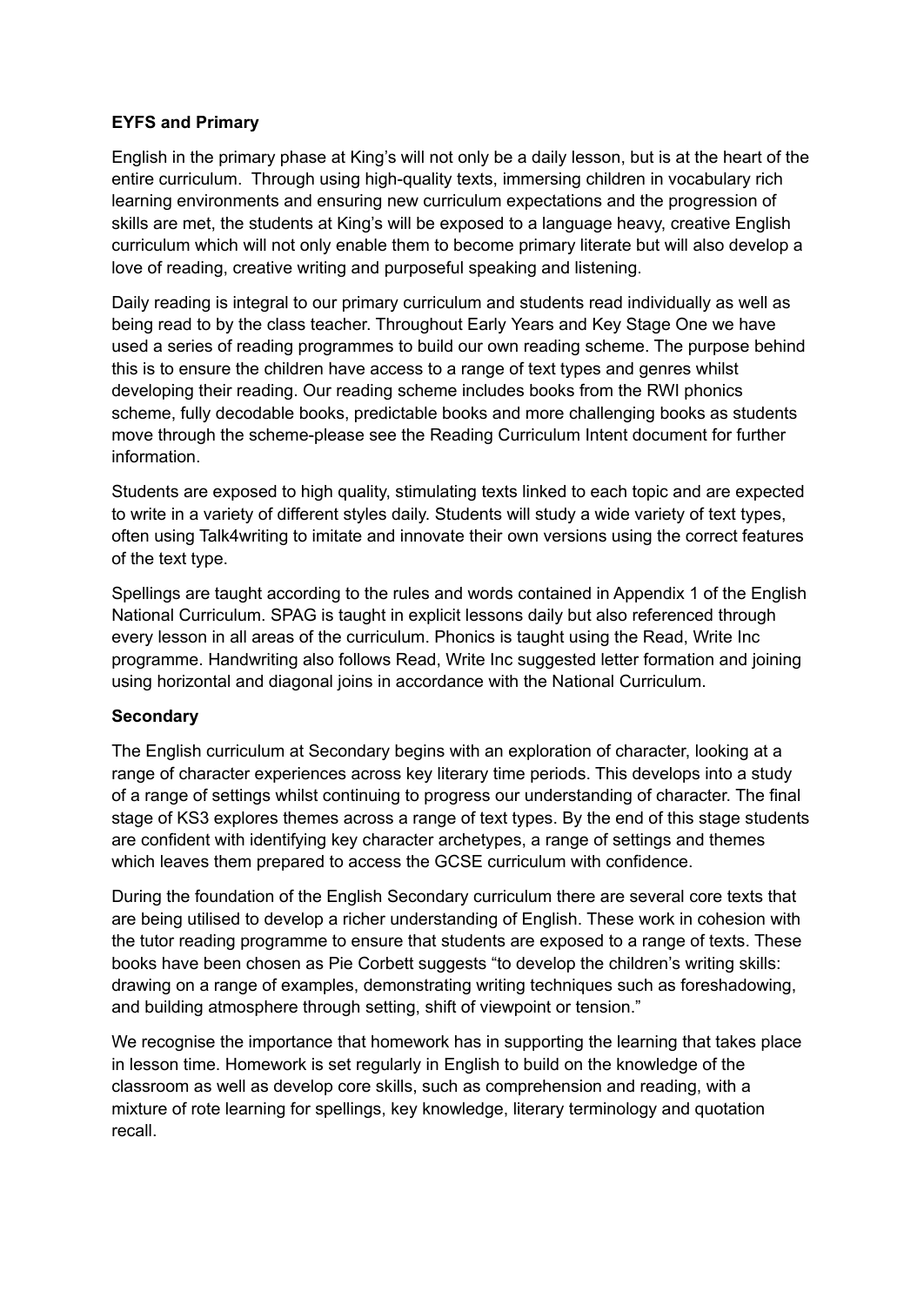**EYFS and Primary**

English in the primary phase at King's will not only be a daily lesson, but is at the heart of the entire curriculum. Through using high-quality texts, immersing children in vocabulary rich learning environments and ensuring new curriculum expectations and the progression of skills are met, the students at King's will be exposed to a language heavy, creative English curriculum which will not only enable them to become primary literate but will also develop a love of reading, creative writing and purposeful speaking and listening.

Daily reading is integral to our primary curriculum and students read individually as well as being read to by the class teacher. Throughout Early Years and Key Stage One we have used a series of reading programmes to build our own reading scheme. The purpose behind this is to ensure the children have access to a range of text types and genres whilst developing their reading. Our reading scheme includes books from the RWI phonics scheme, fully decodable books, predictable books and more challenging books as students move through the scheme-please see the Reading Curriculum Intent document for further information.

Students are exposed to high quality, stimulating texts linked to each topic and are expected to write in a variety of different styles daily. Students will study a wide variety of text types, often using Talk4writing to imitate and innovate their own versions using the correct features of the text type.

Spellings are taught according to the rules and words contained in Appendix 1 of the English National Curriculum. SPAG is taught in explicit lessons daily but also referenced through every lesson in all areas of the curriculum. Phonics is taught using the Read, Write Inc programme. Handwriting also follows Read, Write Inc suggested letter formation and joining using horizontal and diagonal joins in accordance with the National Curriculum.

**Secondary**

The English curriculum at Secondary begins with an exploration of character, looking at a range of character experiences across key literary time periods. This develops into a study of a range of settings whilst continuing to progress our understanding of character. The final stage of KS3 explores themes across a range of text types. By the end of this stage students are confident with identifying key character archetypes, a range of settings and themes which leaves them prepared to access the GCSE curriculum with confidence.

During the foundation of the English Secondary curriculum there are several core texts that are being utilised to develop a richer understanding of English. These work in cohesion with the tutor reading programme to ensure that students are exposed to a range of texts. These books have been chosen as Pie Corbett suggests "to develop the children's writing skills: drawing on a range of examples, demonstrating writing techniques such as foreshadowing, and building atmosphere through setting, shift of viewpoint or tension."

We recognise the importance that homework has in supporting the learning that takes place in lesson time. Homework is set regularly in English to build on the knowledge of the classroom as well as develop core skills, such as comprehension and reading, with a mixture of rote learning for spellings, key knowledge, literary terminology and quotation recall.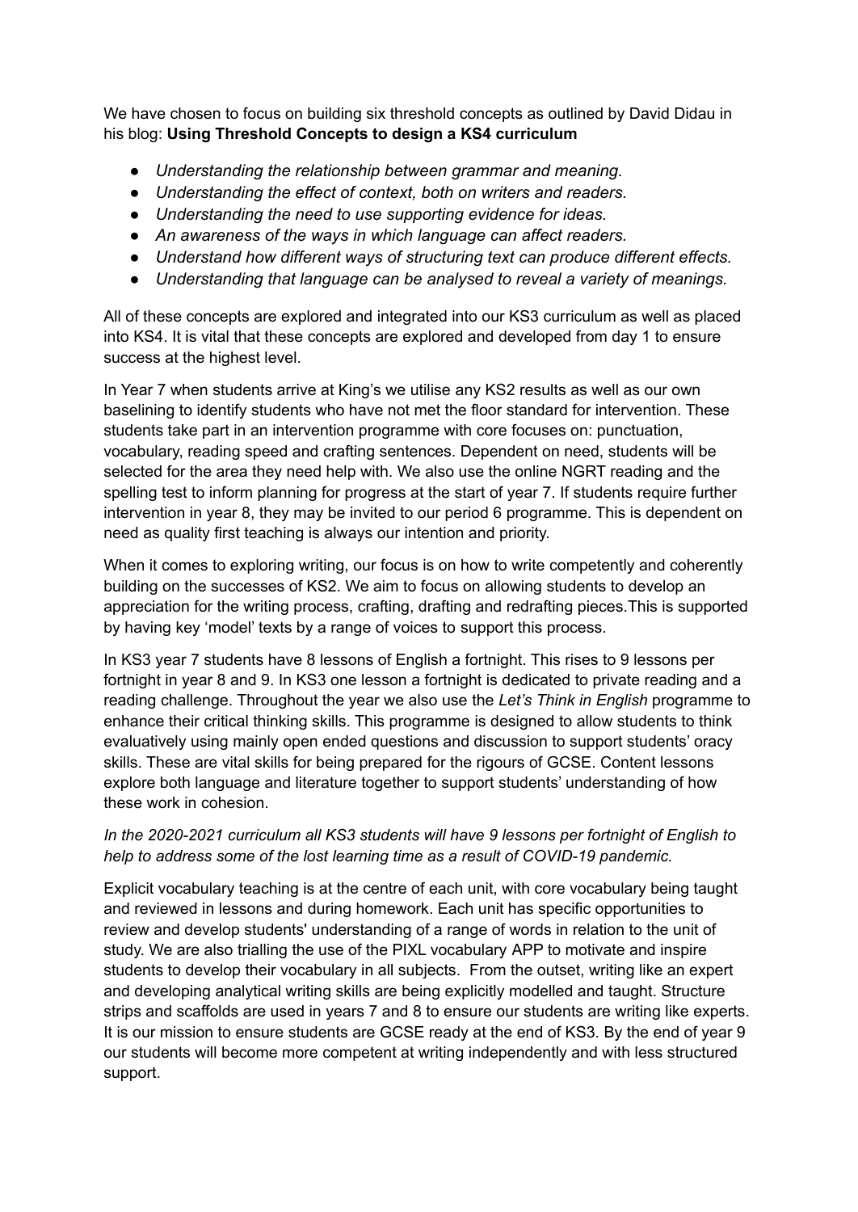We have chosen to focus on building six threshold concepts as outlined by David Didau in his blog: **Using Threshold Concepts to design a KS4 curriculum**

- *Understanding the relationship between grammar and meaning.*
- *Understanding the effect of context, both on writers and readers.*
- *Understanding the need to use supporting evidence for ideas.*
- *An awareness of the ways in which language can affect readers.*
- *Understand how different ways of structuring text can produce different effects.*
- *Understanding that language can be analysed to reveal a variety of meanings.*

All of these concepts are explored and integrated into our KS3 curriculum as well as placed into KS4. It is vital that these concepts are explored and developed from day 1 to ensure success at the highest level.

In Year 7 when students arrive at King's we utilise any KS2 results as well as our own baselining to identify students who have not met the floor standard for intervention. These students take part in an intervention programme with core focuses on: punctuation, vocabulary, reading speed and crafting sentences. Dependent on need, students will be selected for the area they need help with. We also use the online NGRT reading and the spelling test to inform planning for progress at the start of year 7. If students require further intervention in year 8, they may be invited to our period 6 programme. This is dependent on need as quality first teaching is always our intention and priority.

When it comes to exploring writing, our focus is on how to write competently and coherently building on the successes of KS2. We aim to focus on allowing students to develop an appreciation for the writing process, crafting, drafting and redrafting pieces.This is supported by having key 'model' texts by a range of voices to support this process.

In KS3 year 7 students have 8 lessons of English a fortnight. This rises to 9 lessons per fortnight in year 8 and 9. In KS3 one lesson a fortnight is dedicated to private reading and a reading challenge. Throughout the year we also use the *Let's Think in English* programme to enhance their critical thinking skills. This programme is designed to allow students to think evaluatively using mainly open ended questions and discussion to support students' oracy skills. These are vital skills for being prepared for the rigours of GCSE. Content lessons explore both language and literature together to support students' understanding of how these work in cohesion.

*In the 2020-2021 curriculum all KS3 students will have 9 lessons per fortnight of English to help to address some of the lost learning time as a result of COVID-19 pandemic.*

Explicit vocabulary teaching is at the centre of each unit, with core vocabulary being taught and reviewed in lessons and during homework. Each unit has specific opportunities to review and develop students' understanding of a range of words in relation to the unit of study. We are also trialling the use of the PIXL vocabulary APP to motivate and inspire students to develop their vocabulary in all subjects. From the outset, writing like an expert and developing analytical writing skills are being explicitly modelled and taught. Structure strips and scaffolds are used in years 7 and 8 to ensure our students are writing like experts. It is our mission to ensure students are GCSE ready at the end of KS3. By the end of year 9 our students will become more competent at writing independently and with less structured support.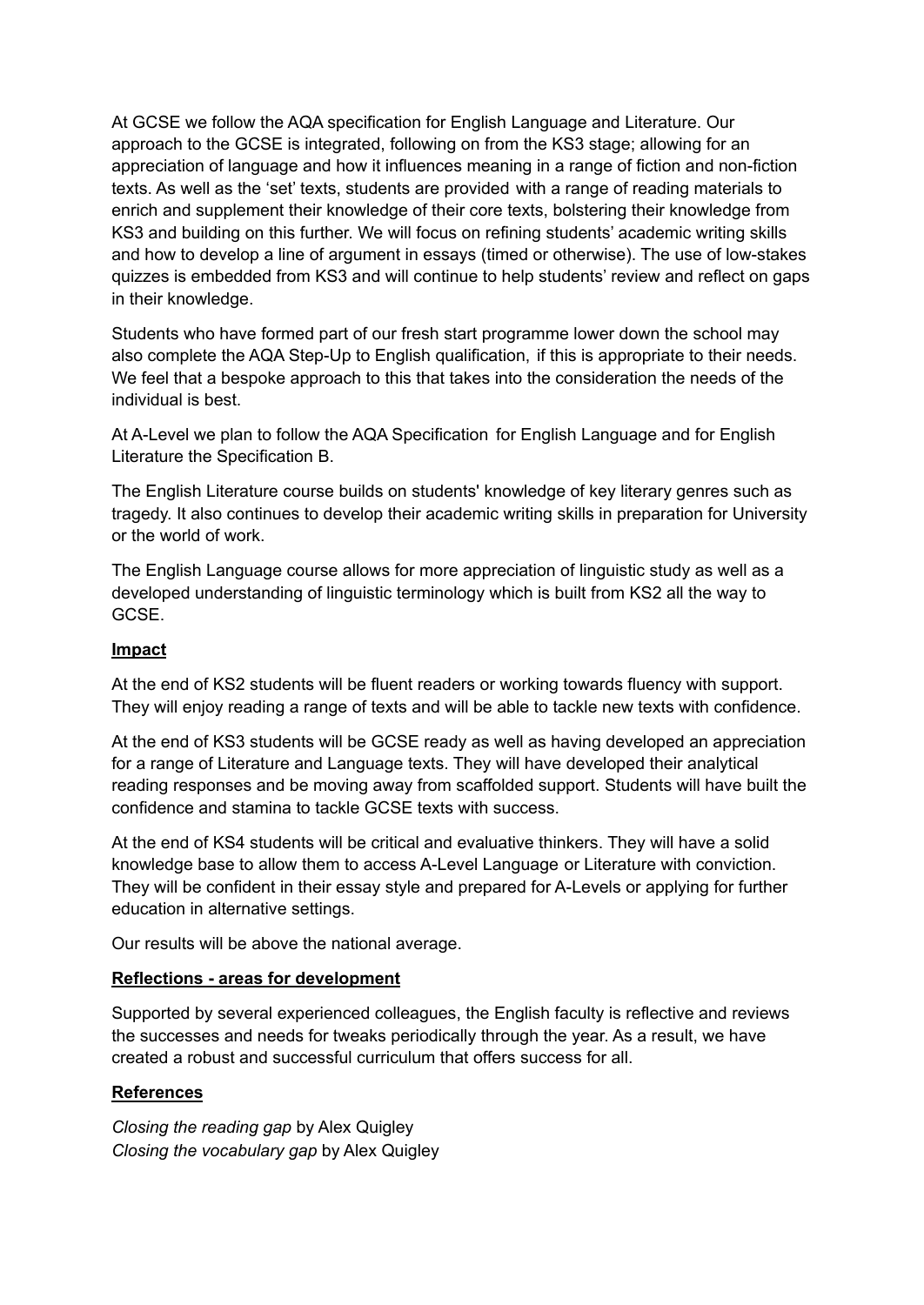At GCSE we follow the AQA specification for English Language and Literature. Our approach to the GCSE is integrated, following on from the KS3 stage; allowing for an appreciation of language and how it influences meaning in a range of fiction and non-fiction texts. As well as the 'set' texts, students are provided with a range of reading materials to enrich and supplement their knowledge of their core texts, bolstering their knowledge from KS3 and building on this further. We will focus on refining students' academic writing skills and how to develop a line of argument in essays (timed or otherwise). The use of low-stakes quizzes is embedded from KS3 and will continue to help students' review and reflect on gaps in their knowledge.

Students who have formed part of our fresh start programme lower down the school may also complete the AQA Step-Up to English qualification, if this is appropriate to their needs. We feel that a bespoke approach to this that takes into the consideration the needs of the individual is best.

At A-Level we plan to follow the AQA Specification for English Language and for English Literature the Specification B.

The English Literature course builds on students' knowledge of key literary genres such as tragedy. It also continues to develop their academic writing skills in preparation for University or the world of work.

The English Language course allows for more appreciation of linguistic study as well as a developed understanding of linguistic terminology which is built from KS2 all the way to GCSE.

**Impact**

At the end of KS2 students will be fluent readers or working towards fluency with support. They will enjoy reading a range of texts and will be able to tackle new texts with confidence.

At the end of KS3 students will be GCSE ready as well as having developed an appreciation for a range of Literature and Language texts. They will have developed their analytical reading responses and be moving away from scaffolded support. Students will have built the confidence and stamina to tackle GCSE texts with success.

At the end of KS4 students will be critical and evaluative thinkers. They will have a solid knowledge base to allow them to access A-Level Language or Literature with conviction. They will be confident in their essay style and prepared for A-Levels or applying for further education in alternative settings.

Our results will be above the national average.

**Reflections - areas for development**

Supported by several experienced colleagues, the English faculty is reflective and reviews the successes and needs for tweaks periodically through the year. As a result, we have created a robust and successful curriculum that offers success for all.

**References**

*Closing the reading gap* by Alex Quigley
*Closing the vocabulary gap* by Alex Quigley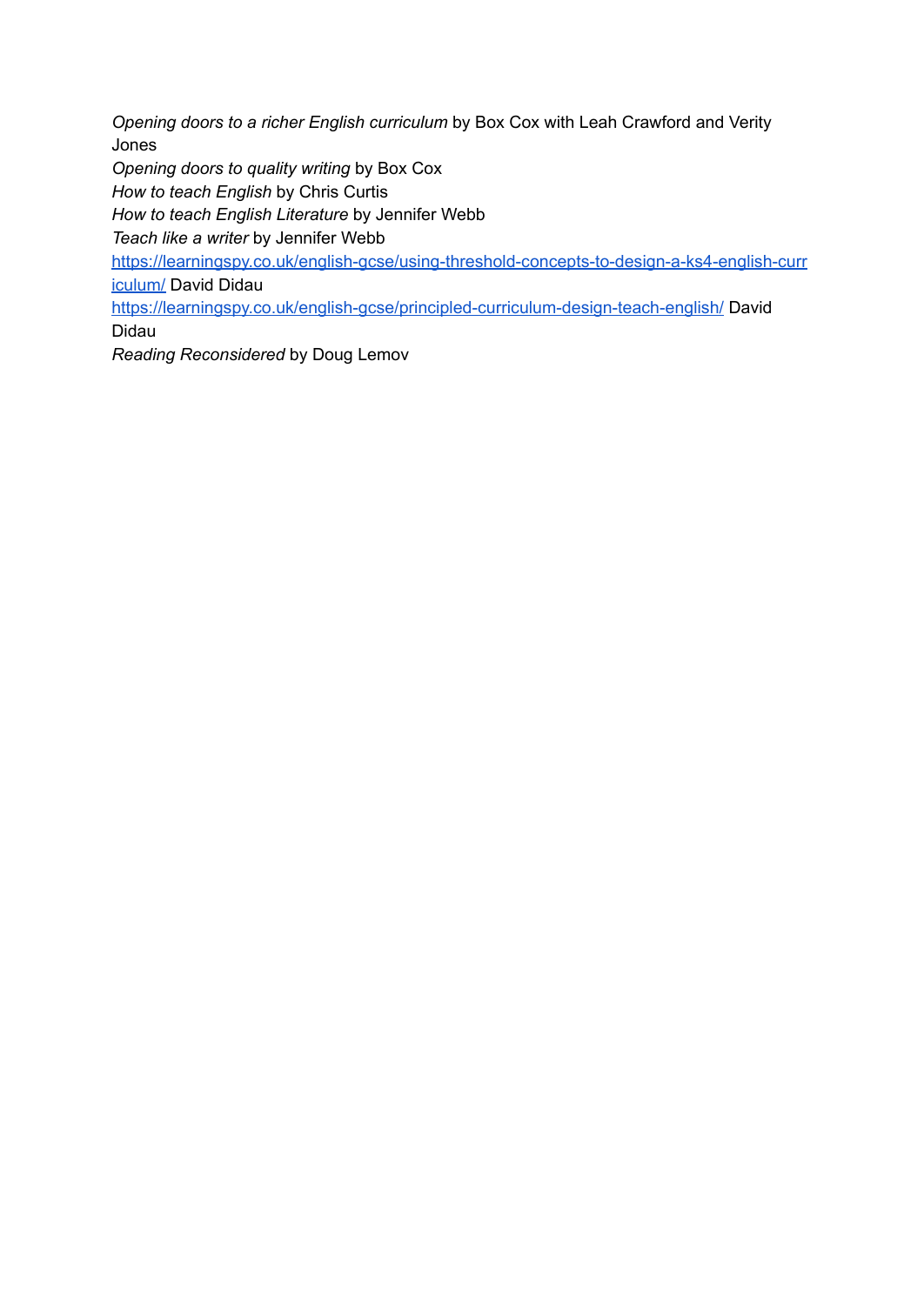*Opening doors to a richer English curriculum* by Box Cox with Leah Crawford and Verity Jones
*Opening doors to quality writing* by Box Cox
*How to teach English* by Chris Curtis
*How to teach English Literature* by Jennifer Webb
*Teach like a writer* by Jennifer Webb
https://learningspy.co.uk/english-gcse/using-threshold-concepts-to-design-a-ks4-english-curriculum/ David Didau
https://learningspy.co.uk/english-gcse/principled-curriculum-design-teach-english/ David Didau
*Reading Reconsidered* by Doug Lemov